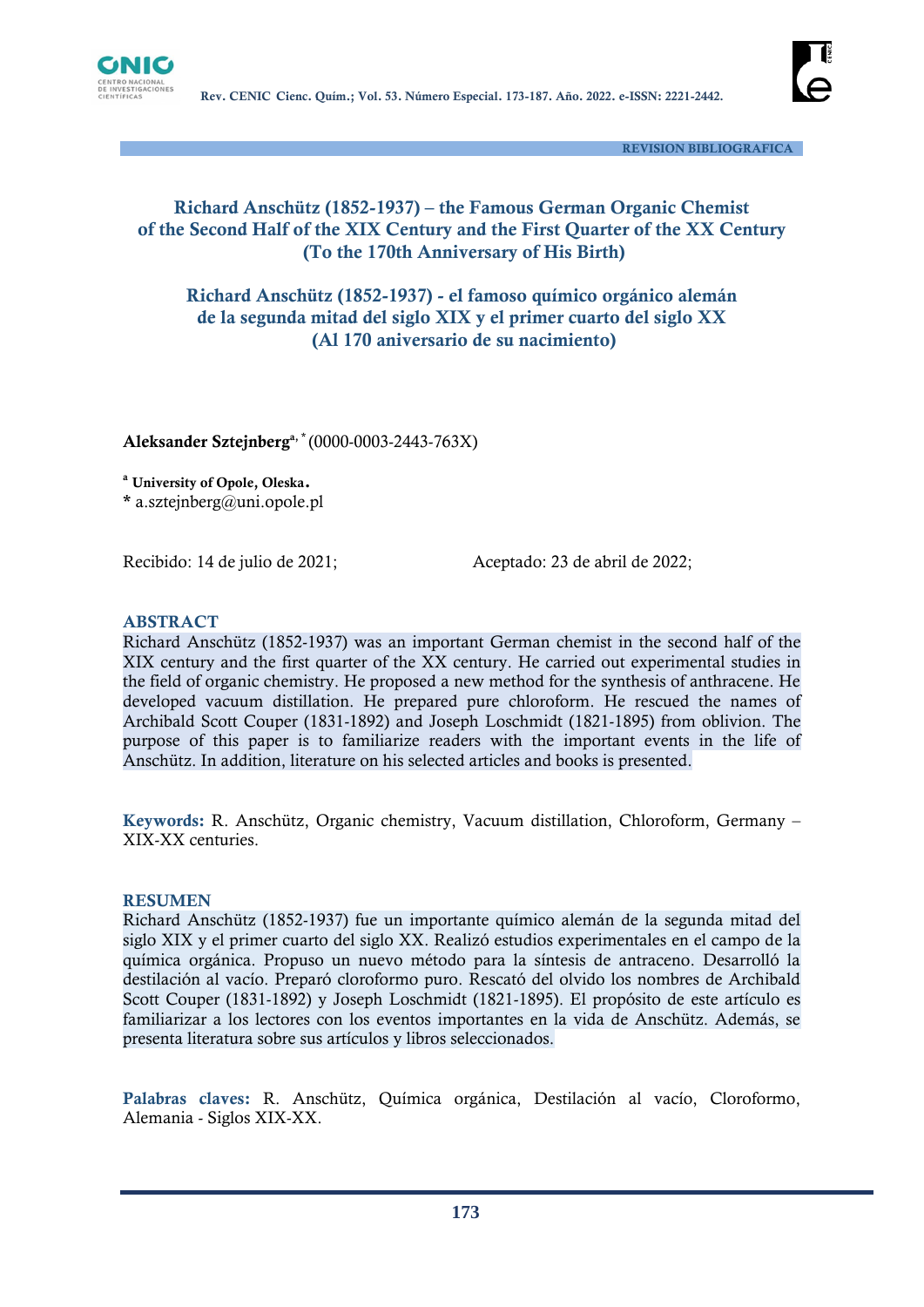REVISION BIBLIOGRAFICA

# Richard Anschütz (1852-1937) – the Famous German Organic Chemist of the Second Half of the XIX Century and the First Quarter of the XX Century (To the 170th Anniversary of His Birth)

# Richard Anschütz (1852-1937) - el famoso químico orgánico alemán de la segunda mitad del siglo XIX y el primer cuarto del siglo XX (Al 170 aniversario de su nacimiento)

**Aleksander Sztejnberg**[a, *] (0000-0003-2443-763X)

[a] **University of Opole, Oleska.**

\* a.sztejnberg@uni.opole.pl

Recibido: 14 de julio de 2021; Aceptado: 23 de abril de 2022;

## ABSTRACT

Richard Anschütz (1852-1937) was an important German chemist in the second half of the XIX century and the first quarter of the XX century. He carried out experimental studies in the field of organic chemistry. He proposed a new method for the synthesis of anthracene. He developed vacuum distillation. He prepared pure chloroform. He rescued the names of Archibald Scott Couper (1831-1892) and Joseph Loschmidt (1821-1895) from oblivion. The purpose of this paper is to familiarize readers with the important events in the life of Anschütz. In addition, literature on his selected articles and books is presented.

**Keywords:** R. Anschütz, Organic chemistry, Vacuum distillation, Chloroform, Germany – XIX-XX centuries.

## RESUMEN

Richard Anschütz (1852-1937) fue un importante químico alemán de la segunda mitad del siglo XIX y el primer cuarto del siglo XX. Realizó estudios experimentales en el campo de la química orgánica. Propuso un nuevo método para la síntesis de antraceno. Desarrolló la destilación al vacío. Preparó cloroformo puro. Rescató del olvido los nombres de Archibald Scott Couper (1831-1892) y Joseph Loschmidt (1821-1895). El propósito de este artículo es familiarizar a los lectores con los eventos importantes en la vida de Anschütz. Además, se presenta literatura sobre sus artículos y libros seleccionados.

**Palabras claves:** R. Anschütz, Química orgánica, Destilación al vacío, Cloroformo, Alemania - Siglos XIX-XX.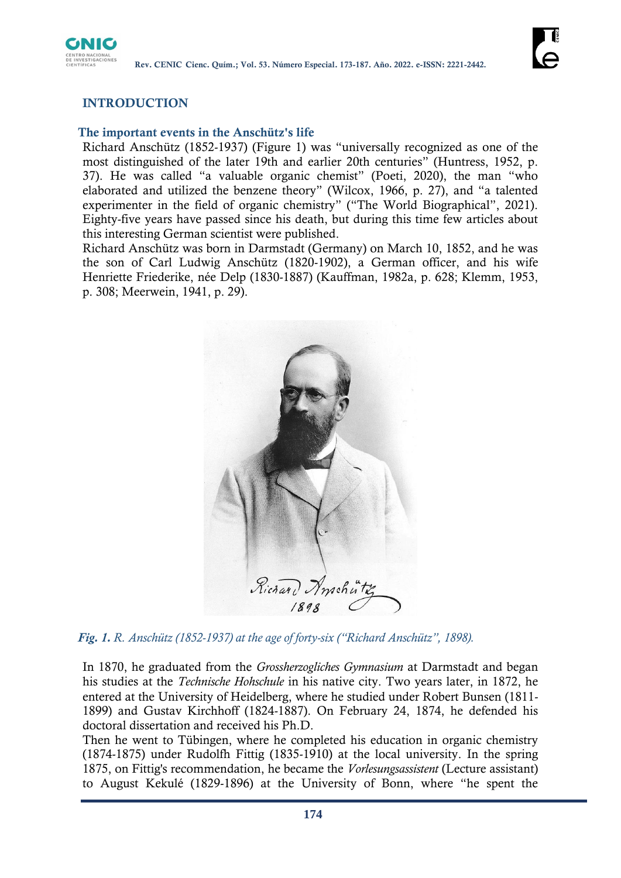## INTRODUCTION

### The important events in the Anschütz's life

Richard Anschütz (1852-1937) (Figure 1) was "universally recognized as one of the most distinguished of the later 19th and earlier 20th centuries" (Huntress, 1952, p. 37). He was called "a valuable organic chemist" (Poeti, 2020), the man "who elaborated and utilized the benzene theory" (Wilcox, 1966, p. 27), and "a talented experimenter in the field of organic chemistry" ("The World Biographical", 2021). Eighty-five years have passed since his death, but during this time few articles about this interesting German scientist were published.

Richard Anschütz was born in Darmstadt (Germany) on March 10, 1852, and he was the son of Carl Ludwig Anschütz (1820-1902), a German officer, and his wife Henriette Friederike, née Delp (1830-1887) (Kauffman, 1982a, p. 628; Klemm, 1953, p. 308; Meerwein, 1941, p. 29).

*Fig. 1. R. Anschütz (1852-1937) at the age of forty-six ("Richard Anschütz", 1898).*

In 1870, he graduated from the *Grossherzogliches Gymnasium* at Darmstadt and began his studies at the *Technische Hohschule* in his native city. Two years later, in 1872, he entered at the University of Heidelberg, where he studied under Robert Bunsen (1811-1899) and Gustav Kirchhoff (1824-1887). On February 24, 1874, he defended his doctoral dissertation and received his Ph.D.

Then he went to Tübingen, where he completed his education in organic chemistry (1874-1875) under Rudolfh Fittig (1835-1910) at the local university. In the spring 1875, on Fittig's recommendation, he became the *Vorlesungsassistent* (Lecture assistant) to August Kekulé (1829-1896) at the University of Bonn, where "he spent the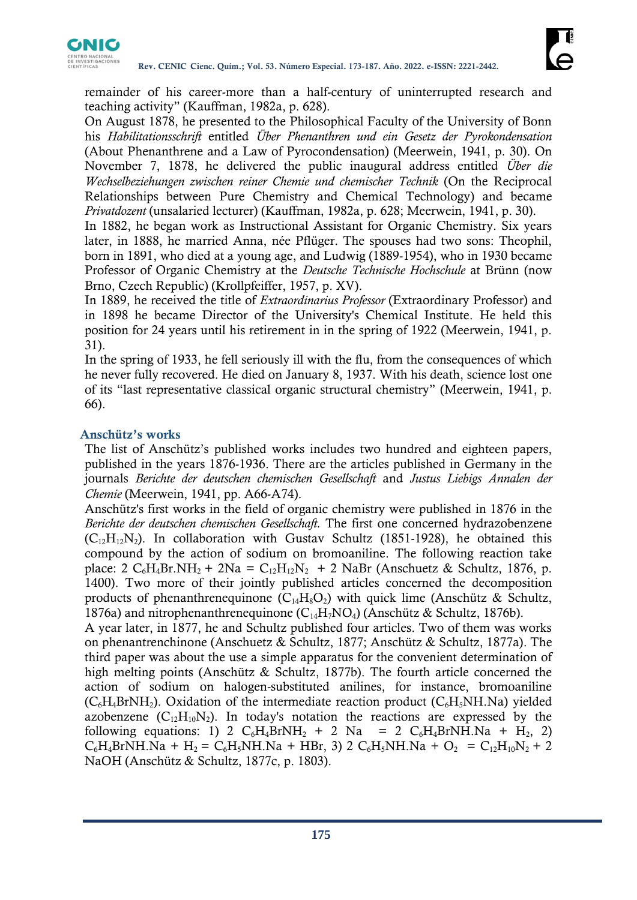remainder of his career-more than a half-century of uninterrupted research and teaching activity" (Kauffman, 1982a, p. 628).

On August 1878, he presented to the Philosophical Faculty of the University of Bonn his *Habilitationsschrift* entitled *Über Phenanthren und ein Gesetz der Pyrokondensation* (About Phenanthrene and a Law of Pyrocondensation) (Meerwein, 1941, p. 30). On November 7, 1878, he delivered the public inaugural address entitled *Über die Wechselbeziehungen zwischen reiner Chemie und chemischer Technik* (On the Reciprocal Relationships between Pure Chemistry and Chemical Technology) and became *Privatdozent* (unsalaried lecturer) (Kauffman, 1982a, p. 628; Meerwein, 1941, p. 30).

In 1882, he began work as Instructional Assistant for Organic Chemistry. Six years later, in 1888, he married Anna, née Pflüger. The spouses had two sons: Theophil, born in 1891, who died at a young age, and Ludwig (1889-1954), who in 1930 became Professor of Organic Chemistry at the *Deutsche Technische Hochschule* at Brünn (now Brno, Czech Republic) (Krollpfeiffer, 1957, p. XV).

In 1889, he received the title of *Extraordinarius Professor* (Extraordinary Professor) and in 1898 he became Director of the University's Chemical Institute. He held this position for 24 years until his retirement in in the spring of 1922 (Meerwein, 1941, p. 31).

In the spring of 1933, he fell seriously ill with the flu, from the consequences of which he never fully recovered. He died on January 8, 1937. With his death, science lost one of its "last representative classical organic structural chemistry" (Meerwein, 1941, p. 66).

## Anschütz's works

The list of Anschütz's published works includes two hundred and eighteen papers, published in the years 1876-1936. There are the articles published in Germany in the journals *Berichte der deutschen chemischen Gesellschaft* and *Justus Liebigs Annalen der Chemie* (Meerwein, 1941, pp. A66-A74).

Anschütz's first works in the field of organic chemistry were published in 1876 in the *Berichte der deutschen chemischen Gesellschaft*. The first one concerned hydrazobenzene ($C_{12}H_{12}N_2$). In collaboration with Gustav Schultz (1851-1928), he obtained this compound by the action of sodium on bromoaniline. The following reaction take place: 2 $C_6H_4Br.NH_2$ + 2Na = $C_{12}H_{12}N_2$ + 2 NaBr (Anschuetz & Schultz, 1876, p. 1400). Two more of their jointly published articles concerned the decomposition products of phenanthrenequinone ($C_{14}H_8O_2$) with quick lime (Anschütz & Schultz, 1876a) and nitrophenanthrenequinone ($C_{14}H_7NO_4$) (Anschütz & Schultz, 1876b).

A year later, in 1877, he and Schultz published four articles. Two of them was works on phenantrenchinone (Anschuetz & Schultz, 1877; Anschütz & Schultz, 1877a). The third paper was about the use a simple apparatus for the convenient determination of high melting points (Anschütz & Schultz, 1877b). The fourth article concerned the action of sodium on halogen-substituted anilines, for instance, bromoaniline ($C_6H_4BrNH_2$). Oxidation of the intermediate reaction product ($C_6H_5NH.Na$) yielded azobenzene ($C_{12}H_{10}N_2$). In today's notation the reactions are expressed by the following equations: 1) 2 $C_6H_4BrNH_2$ + 2 Na = 2 $C_6H_4BrNH.Na$ + $H_2$, 2) $C_6H_4BrNH.Na$ + $H_2$ = $C_6H_5NH.Na$ + HBr, 3) 2 $C_6H_5NH.Na$ + $O_2$ = $C_{12}H_{10}N_2$ + 2 NaOH (Anschütz & Schultz, 1877c, p. 1803).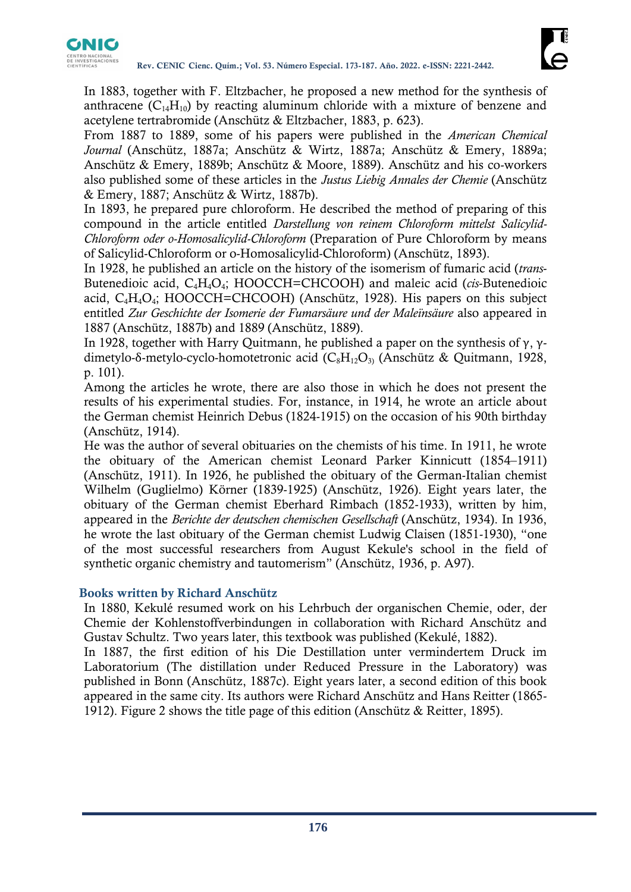In 1883, together with F. Eltzbacher, he proposed a new method for the synthesis of anthracene ($C_{14}H_{10}$) by reacting aluminum chloride with a mixture of benzene and acetylene tertrabromide (Anschütz & Eltzbacher, 1883, p. 623).

From 1887 to 1889, some of his papers were published in the *American Chemical Journal* (Anschütz, 1887a; Anschütz & Wirtz, 1887a; Anschütz & Emery, 1889a; Anschütz & Emery, 1889b; Anschütz & Moore, 1889). Anschütz and his co-workers also published some of these articles in the *Justus Liebig Annales der Chemie* (Anschütz & Emery, 1887; Anschütz & Wirtz, 1887b).

In 1893, he prepared pure chloroform. He described the method of preparing of this compound in the article entitled *Darstellung von reinem Chloroform mittelst Salicylid-Chloroform oder o-Homosalicylid-Chloroform* (Preparation of Pure Chloroform by means of Salicylid-Chloroform or o-Homosalicylid-Chloroform) (Anschütz, 1893).

In 1928, he published an article on the history of the isomerism of fumaric acid (*trans*-Butenedioic acid, $C_4H_4O_4$; HOOCCH=CHCOOH) and maleic acid (*cis*-Butenedioic acid, $C_4H_4O_4$; HOOCCH=CHCOOH) (Anschütz, 1928). His papers on this subject entitled *Zur Geschichte der Isomerie der Fumarsäure und der Maleïnsäure* also appeared in 1887 (Anschütz, 1887b) and 1889 (Anschütz, 1889).

In 1928, together with Harry Quitmann, he published a paper on the synthesis of γ, γ-dimetylo-δ-metylo-cyclo-homotetronic acid ($C_8H_{12}O_3$) (Anschütz & Quitmann, 1928, p. 101).

Among the articles he wrote, there are also those in which he does not present the results of his experimental studies. For, instance, in 1914, he wrote an article about the German chemist Heinrich Debus (1824-1915) on the occasion of his 90th birthday (Anschütz, 1914).

He was the author of several obituaries on the chemists of his time. In 1911, he wrote the obituary of the American chemist Leonard Parker Kinnicutt (1854–1911) (Anschütz, 1911). In 1926, he published the obituary of the German-Italian chemist Wilhelm (Guglielmo) Körner (1839-1925) (Anschütz, 1926). Eight years later, the obituary of the German chemist Eberhard Rimbach (1852-1933), written by him, appeared in the *Berichte der deutschen chemischen Gesellschaft* (Anschütz, 1934). In 1936, he wrote the last obituary of the German chemist Ludwig Claisen (1851-1930), "one of the most successful researchers from August Kekule's school in the field of synthetic organic chemistry and tautomerism" (Anschütz, 1936, p. A97).

## Books written by Richard Anschütz

In 1880, Kekulé resumed work on his Lehrbuch der organischen Chemie, oder, der Chemie der Kohlenstoffverbindungen in collaboration with Richard Anschütz and Gustav Schultz. Two years later, this textbook was published (Kekulé, 1882).

In 1887, the first edition of his Die Destillation unter vermindertem Druck im Laboratorium (The distillation under Reduced Pressure in the Laboratory) was published in Bonn (Anschütz, 1887c). Eight years later, a second edition of this book appeared in the same city. Its authors were Richard Anschütz and Hans Reitter (1865-1912). Figure 2 shows the title page of this edition (Anschütz & Reitter, 1895).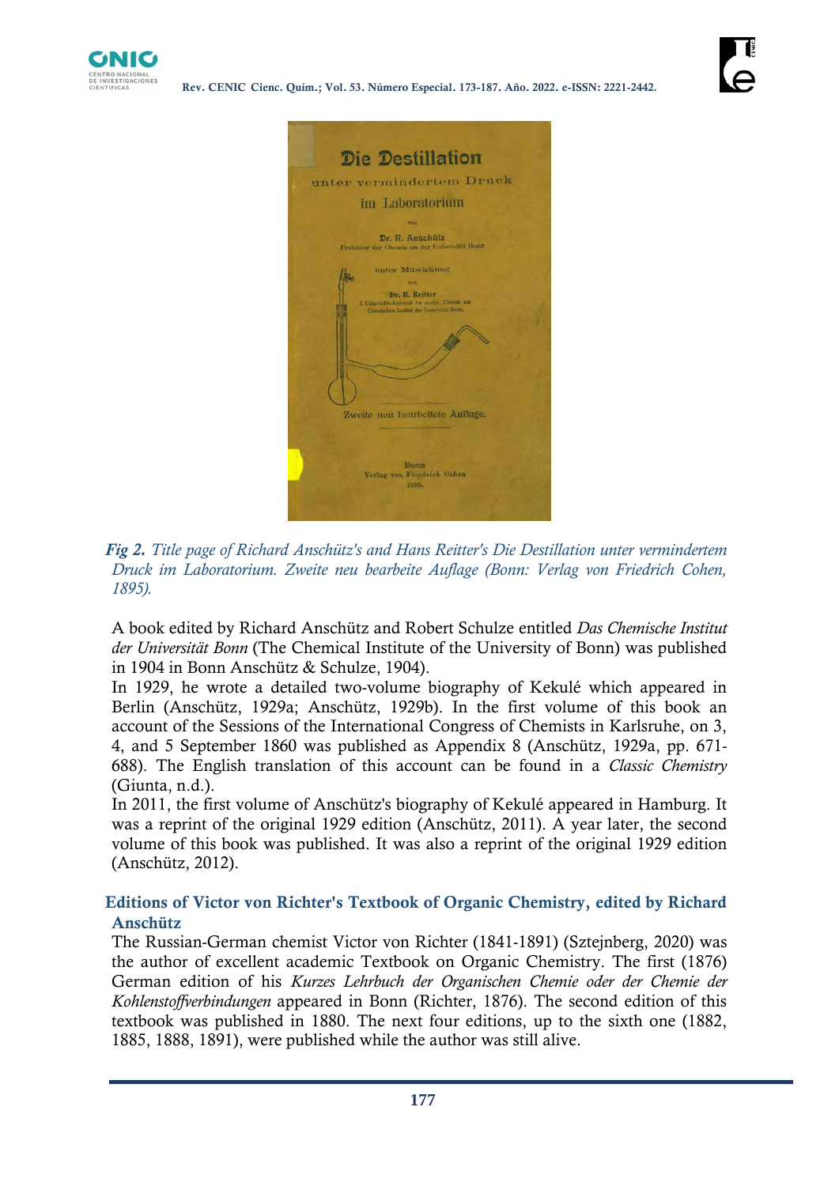*Fig 2. Title page of Richard Anschütz's and Hans Reitter's Die Destillation unter vermindertem Druck im Laboratorium. Zweite neu bearbeite Auflage (Bonn: Verlag von Friedrich Cohen, 1895).*

A book edited by Richard Anschütz and Robert Schulze entitled *Das Chemische Institut der Universität Bonn* (The Chemical Institute of the University of Bonn) was published in 1904 in Bonn Anschütz & Schulze, 1904).

In 1929, he wrote a detailed two-volume biography of Kekulé which appeared in Berlin (Anschütz, 1929a; Anschütz, 1929b). In the first volume of this book an account of the Sessions of the International Congress of Chemists in Karlsruhe, on 3, 4, and 5 September 1860 was published as Appendix 8 (Anschütz, 1929a, pp. 671-688). The English translation of this account can be found in a *Classic Chemistry* (Giunta, n.d.).

In 2011, the first volume of Anschütz's biography of Kekulé appeared in Hamburg. It was a reprint of the original 1929 edition (Anschütz, 2011). A year later, the second volume of this book was published. It was also a reprint of the original 1929 edition (Anschütz, 2012).

## Editions of Victor von Richter's Textbook of Organic Chemistry, edited by Richard Anschütz

The Russian-German chemist Victor von Richter (1841-1891) (Sztejnberg, 2020) was the author of excellent academic Textbook on Organic Chemistry. The first (1876) German edition of his *Kurzes Lehrbuch der Organischen Chemie oder der Chemie der Kohlenstoffverbindungen* appeared in Bonn (Richter, 1876). The second edition of this textbook was published in 1880. The next four editions, up to the sixth one (1882, 1885, 1888, 1891), were published while the author was still alive.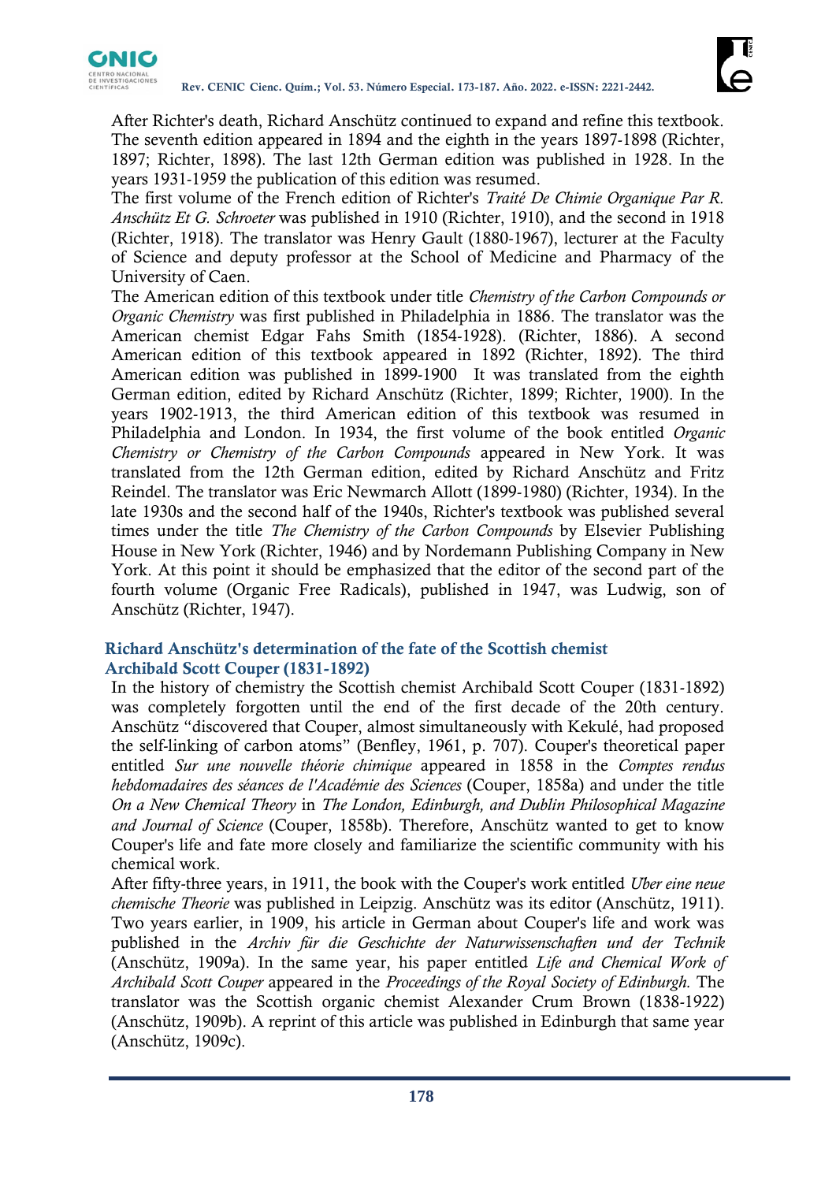After Richter's death, Richard Anschütz continued to expand and refine this textbook. The seventh edition appeared in 1894 and the eighth in the years 1897-1898 (Richter, 1897; Richter, 1898). The last 12th German edition was published in 1928. In the years 1931-1959 the publication of this edition was resumed.

The first volume of the French edition of Richter's *Traité De Chimie Organique Par R. Anschütz Et G. Schroeter* was published in 1910 (Richter, 1910), and the second in 1918 (Richter, 1918). The translator was Henry Gault (1880-1967), lecturer at the Faculty of Science and deputy professor at the School of Medicine and Pharmacy of the University of Caen.

The American edition of this textbook under title *Chemistry of the Carbon Compounds or Organic Chemistry* was first published in Philadelphia in 1886. The translator was the American chemist Edgar Fahs Smith (1854-1928). (Richter, 1886). A second American edition of this textbook appeared in 1892 (Richter, 1892). The third American edition was published in 1899-1900 It was translated from the eighth German edition, edited by Richard Anschütz (Richter, 1899; Richter, 1900). In the years 1902-1913, the third American edition of this textbook was resumed in Philadelphia and London. In 1934, the first volume of the book entitled *Organic Chemistry or Chemistry of the Carbon Compounds* appeared in New York. It was translated from the 12th German edition, edited by Richard Anschütz and Fritz Reindel. The translator was Eric Newmarch Allott (1899-1980) (Richter, 1934). In the late 1930s and the second half of the 1940s, Richter's textbook was published several times under the title *The Chemistry of the Carbon Compounds* by Elsevier Publishing House in New York (Richter, 1946) and by Nordemann Publishing Company in New York. At this point it should be emphasized that the editor of the second part of the fourth volume (Organic Free Radicals), published in 1947, was Ludwig, son of Anschütz (Richter, 1947).

## Richard Anschütz's determination of the fate of the Scottish chemist Archibald Scott Couper (1831-1892)

In the history of chemistry the Scottish chemist Archibald Scott Couper (1831-1892) was completely forgotten until the end of the first decade of the 20th century. Anschütz "discovered that Couper, almost simultaneously with Kekulé, had proposed the self-linking of carbon atoms" (Benfley, 1961, p. 707). Couper's theoretical paper entitled *Sur une nouvelle théorie chimique* appeared in 1858 in the *Comptes rendus hebdomadaires des séances de l'Académie des Sciences* (Couper, 1858a) and under the title *On a New Chemical Theory* in *The London, Edinburgh, and Dublin Philosophical Magazine and Journal of Science* (Couper, 1858b). Therefore, Anschütz wanted to get to know Couper's life and fate more closely and familiarize the scientific community with his chemical work.

After fifty-three years, in 1911, the book with the Couper's work entitled *Uber eine neue chemische Theorie* was published in Leipzig. Anschütz was its editor (Anschütz, 1911). Two years earlier, in 1909, his article in German about Couper's life and work was published in the *Archiv für die Geschichte der Naturwissenschaften und der Technik* (Anschütz, 1909a). In the same year, his paper entitled *Life and Chemical Work of Archibald Scott Couper* appeared in the *Proceedings of the Royal Society of Edinburgh.* The translator was the Scottish organic chemist Alexander Crum Brown (1838-1922) (Anschütz, 1909b). A reprint of this article was published in Edinburgh that same year (Anschütz, 1909c).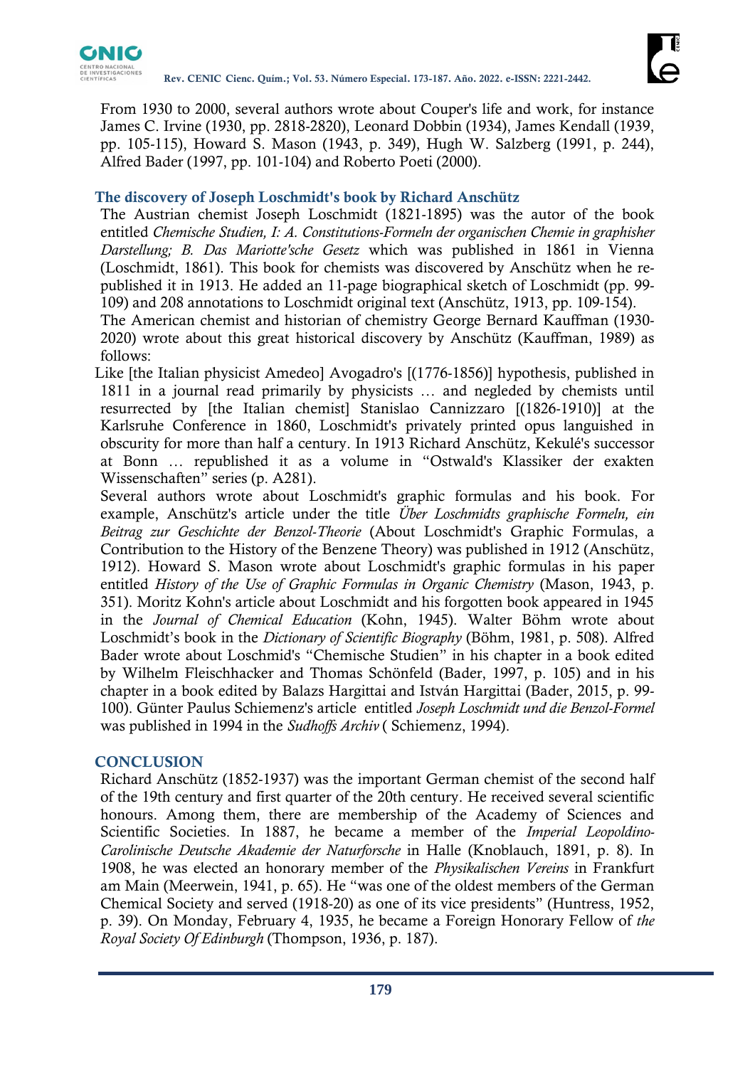From 1930 to 2000, several authors wrote about Couper's life and work, for instance James C. Irvine (1930, pp. 2818-2820), Leonard Dobbin (1934), James Kendall (1939, pp. 105-115), Howard S. Mason (1943, p. 349), Hugh W. Salzberg (1991, p. 244), Alfred Bader (1997, pp. 101-104) and Roberto Poeti (2000).

## The discovery of Joseph Loschmidt's book by Richard Anschütz

The Austrian chemist Joseph Loschmidt (1821-1895) was the autor of the book entitled *Chemische Studien, I: A. Constitutions-Formeln der organischen Chemie in graphisher Darstellung; B. Das Mariotte'sche Gesetz* which was published in 1861 in Vienna (Loschmidt, 1861). This book for chemists was discovered by Anschütz when he re-published it in 1913. He added an 11-page biographical sketch of Loschmidt (pp. 99-109) and 208 annotations to Loschmidt original text (Anschütz, 1913, pp. 109-154).

The American chemist and historian of chemistry George Bernard Kauffman (1930-2020) wrote about this great historical discovery by Anschütz (Kauffman, 1989) as follows:

Like [the Italian physicist Amedeo] Avogadro's [(1776-1856)] hypothesis, published in 1811 in a journal read primarily by physicists … and negleded by chemists until resurrected by [the Italian chemist] Stanislao Cannizzaro [(1826-1910)] at the Karlsruhe Conference in 1860, Loschmidt's privately printed opus languished in obscurity for more than half a century. In 1913 Richard Anschütz, Kekulé's successor at Bonn … republished it as a volume in “Ostwald's Klassiker der exakten Wissenschaften” series (p. A281).

Several authors wrote about Loschmidt's graphic formulas and his book. For example, Anschütz's article under the title *Über Loschmidts graphische Formeln, ein Beitrag zur Geschichte der Benzol-Theorie* (About Loschmidt's Graphic Formulas, a Contribution to the History of the Benzene Theory) was published in 1912 (Anschütz, 1912). Howard S. Mason wrote about Loschmidt's graphic formulas in his paper entitled *History of the Use of Graphic Formulas in Organic Chemistry* (Mason, 1943, p. 351). Moritz Kohn's article about Loschmidt and his forgotten book appeared in 1945 in the *Journal of Chemical Education* (Kohn, 1945). Walter Böhm wrote about Loschmidt’s book in the *Dictionary of Scientific Biography* (Böhm, 1981, p. 508). Alfred Bader wrote about Loschmid's “Chemische Studien” in his chapter in a book edited by Wilhelm Fleischhacker and Thomas Schönfeld (Bader, 1997, p. 105) and in his chapter in a book edited by Balazs Hargittai and István Hargittai (Bader, 2015, p. 99-100). Günter Paulus Schiemenz's article entitled *Joseph Loschmidt und die Benzol-Formel* was published in 1994 in the *Sudhoffs Archiv* ( Schiemenz, 1994).

## CONCLUSION

Richard Anschütz (1852-1937) was the important German chemist of the second half of the 19th century and first quarter of the 20th century. He received several scientific honours. Among them, there are membership of the Academy of Sciences and Scientific Societies. In 1887, he became a member of the *Imperial Leopoldino-Carolinische Deutsche Akademie der Naturforsche* in Halle (Knoblauch, 1891, p. 8). In 1908, he was elected an honorary member of the *Physikalischen Vereins* in Frankfurt am Main (Meerwein, 1941, p. 65). He “was one of the oldest members of the German Chemical Society and served (1918-20) as one of its vice presidents” (Huntress, 1952, p. 39). On Monday, February 4, 1935, he became a Foreign Honorary Fellow of *the Royal Society Of Edinburgh* (Thompson, 1936, p. 187).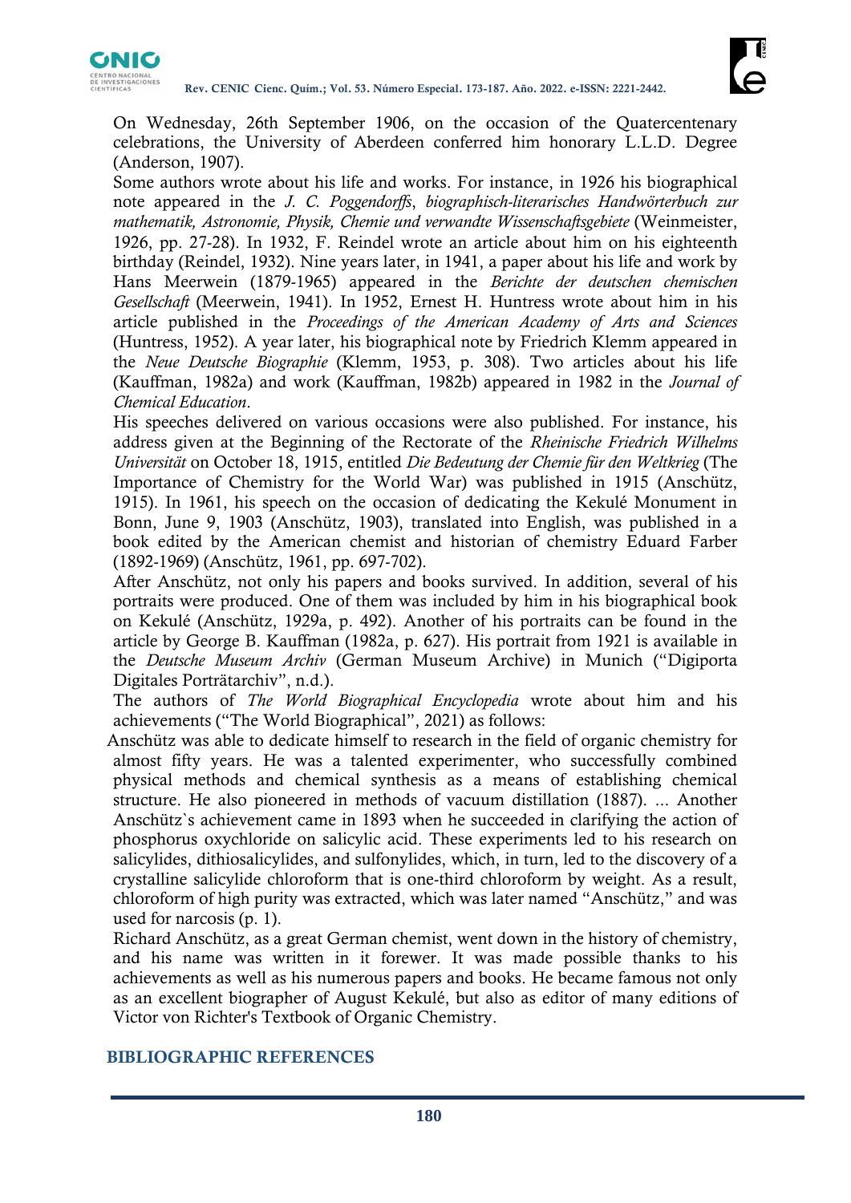On Wednesday, 26th September 1906, on the occasion of the Quatercentenary celebrations, the University of Aberdeen conferred him honorary L.L.D. Degree (Anderson, 1907).

Some authors wrote about his life and works. For instance, in 1926 his biographical note appeared in the *J. C. Poggendorffs*, *biographisch-literarisches Handwörterbuch zur mathematik, Astronomie, Physik, Chemie und verwandte Wissenschaftsgebiete* (Weinmeister, 1926, pp. 27-28). In 1932, F. Reindel wrote an article about him on his eighteenth birthday (Reindel, 1932). Nine years later, in 1941, a paper about his life and work by Hans Meerwein (1879-1965) appeared in the *Berichte der deutschen chemischen Gesellschaft* (Meerwein, 1941). In 1952, Ernest H. Huntress wrote about him in his article published in the *Proceedings of the American Academy of Arts and Sciences* (Huntress, 1952). A year later, his biographical note by Friedrich Klemm appeared in the *Neue Deutsche Biographie* (Klemm, 1953, p. 308). Two articles about his life (Kauffman, 1982a) and work (Kauffman, 1982b) appeared in 1982 in the *Journal of Chemical Education*.

His speeches delivered on various occasions were also published. For instance, his address given at the Beginning of the Rectorate of the *Rheinische Friedrich Wilhelms Universität* on October 18, 1915, entitled *Die Bedeutung der Chemie für den Weltkrieg* (The Importance of Chemistry for the World War) was published in 1915 (Anschütz, 1915). In 1961, his speech on the occasion of dedicating the Kekulé Monument in Bonn, June 9, 1903 (Anschütz, 1903), translated into English, was published in a book edited by the American chemist and historian of chemistry Eduard Farber (1892-1969) (Anschütz, 1961, pp. 697-702).

After Anschütz, not only his papers and books survived. In addition, several of his portraits were produced. One of them was included by him in his biographical book on Kekulé (Anschütz, 1929a, p. 492). Another of his portraits can be found in the article by George B. Kauffman (1982a, p. 627). His portrait from 1921 is available in the *Deutsche Museum Archiv* (German Museum Archive) in Munich ("Digiporta Digitales Porträtarchiv", n.d.).

The authors of *The World Biographical Encyclopedia* wrote about him and his achievements ("The World Biographical", 2021) as follows:

Anschütz was able to dedicate himself to research in the field of organic chemistry for almost fifty years. He was a talented experimenter, who successfully combined physical methods and chemical synthesis as a means of establishing chemical structure. He also pioneered in methods of vacuum distillation (1887). ... Another Anschütz`s achievement came in 1893 when he succeeded in clarifying the action of phosphorus oxychloride on salicylic acid. These experiments led to his research on salicylides, dithiosalicylides, and sulfonylides, which, in turn, led to the discovery of a crystalline salicylide chloroform that is one-third chloroform by weight. As a result, chloroform of high purity was extracted, which was later named "Anschütz," and was used for narcosis (p. 1).

Richard Anschütz, as a great German chemist, went down in the history of chemistry, and his name was written in it forewer. It was made possible thanks to his achievements as well as his numerous papers and books. He became famous not only as an excellent biographer of August Kekulé, but also as editor of many editions of Victor von Richter's Textbook of Organic Chemistry.

## BIBLIOGRAPHIC REFERENCES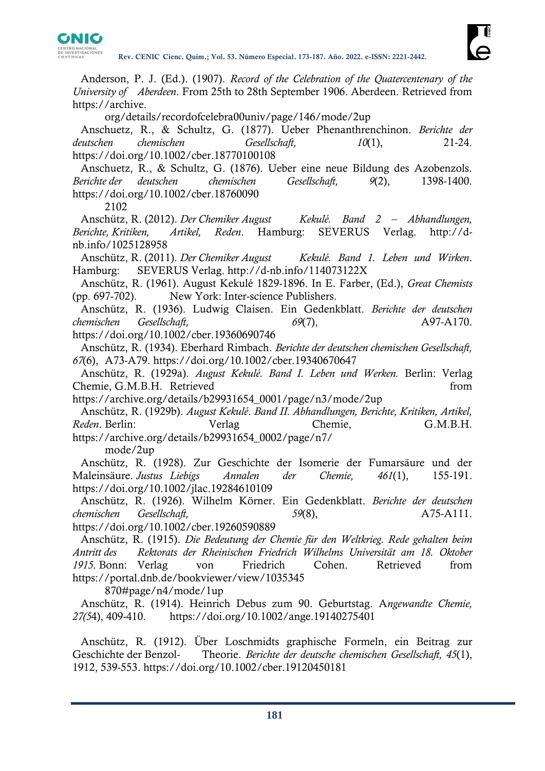Anderson, P. J. (Ed.). (1907). *Record of the Celebration of the Quatercentenary of the University of Aberdeen*. From 25th to 28th September 1906. Aberdeen. Retrieved from https://archive.org/details/recordofcelebra00univ/page/146/mode/2up

Anschuetz, R., & Schultz, G. (1877). Ueber Phenanthrenchinon. *Berichte der deutschen chemischen Gesellschaft, 10*(1), 21-24. https://doi.org/10.1002/cber.18770100108

Anschuetz, R., & Schultz, G. (1876). Ueber eine neue Bildung des Azobenzols. *Berichte der deutschen chemischen Gesellschaft, 9*(2), 1398-1400. https://doi.org/10.1002/cber.187600902102

Anschütz, R. (2012). *Der Chemiker August Kekulé. Band 2 – Abhandlungen, Berichte, Kritiken, Artikel, Reden*. Hamburg: SEVERUS Verlag. http://d-nb.info/1025128958

Anschütz, R. (2011). *Der Chemiker August Kekulé. Band 1. Leben und Wirken*. Hamburg: SEVERUS Verlag. http://d-nb.info/114073122X

Anschütz, R. (1961). August Kekulé 1829-1896. In E. Farber, (Ed.), *Great Chemists* (pp. 697-702). New York: Inter-science Publishers.

Anschütz, R. (1936). Ludwig Claisen. Ein Gedenkblatt. *Berichte der deutschen chemischen Gesellschaft, 69*(7), A97-A170. https://doi.org/10.1002/cber.19360690746

Anschütz, R. (1934). Eberhard Rimbach. *Berichte der deutschen chemischen Gesellschaft, 67*(6), A73-A79. https://doi.org/10.1002/cber.19340670647

Anschütz, R. (1929a). *August Kekulé. Band I. Leben und Werken.* Berlin: Verlag Chemie, G.M.B.H. Retrieved from https://archive.org/details/b29931654_0001/page/n3/mode/2up

Anschütz, R. (1929b). *August Kekulé. Band II. Abhandlungen, Berichte, Kritiken, Artikel, Reden*. Berlin: Verlag Chemie, G.M.B.H. https://archive.org/details/b29931654_0002/page/n7/mode/2up

Anschütz, R. (1928). Zur Geschichte der Isomerie der Fumarsäure und der Maleinsäure. *Justus Liebigs Annalen der Chemie, 461*(1), 155-191. https://doi.org/10.1002/jlac.19284610109

Anschütz, R. (1926). Wilhelm Körner. Ein Gedenkblatt. *Berichte der deutschen chemischen Gesellschaft, 59*(8), A75-A111. https://doi.org/10.1002/cber.19260590889

Anschütz, R. (1915). *Die Bedeutung der Chemie für den Weltkrieg. Rede gehalten beim Antritt des Rektorats der Rheinischen Friedrich Wilhelms Universität am 18. Oktober 1915.* Bonn: Verlag von Friedrich Cohen. Retrieved from https://portal.dnb.de/bookviewer/view/1035345870#page/n4/mode/1up

Anschütz, R. (1914). Heinrich Debus zum 90. Geburtstag. *Angewandte Chemie, 27(5*4), 409-410. https://doi.org/10.1002/ange.19140275401

Anschütz, R. (1912). Über Loschmidts graphische Formeln, ein Beitrag zur Geschichte der Benzol- Theorie. *Berichte der deutsche chemischen Gesellschaft, 45*(1), 1912, 539-553. https://doi.org/10.1002/cber.19120450181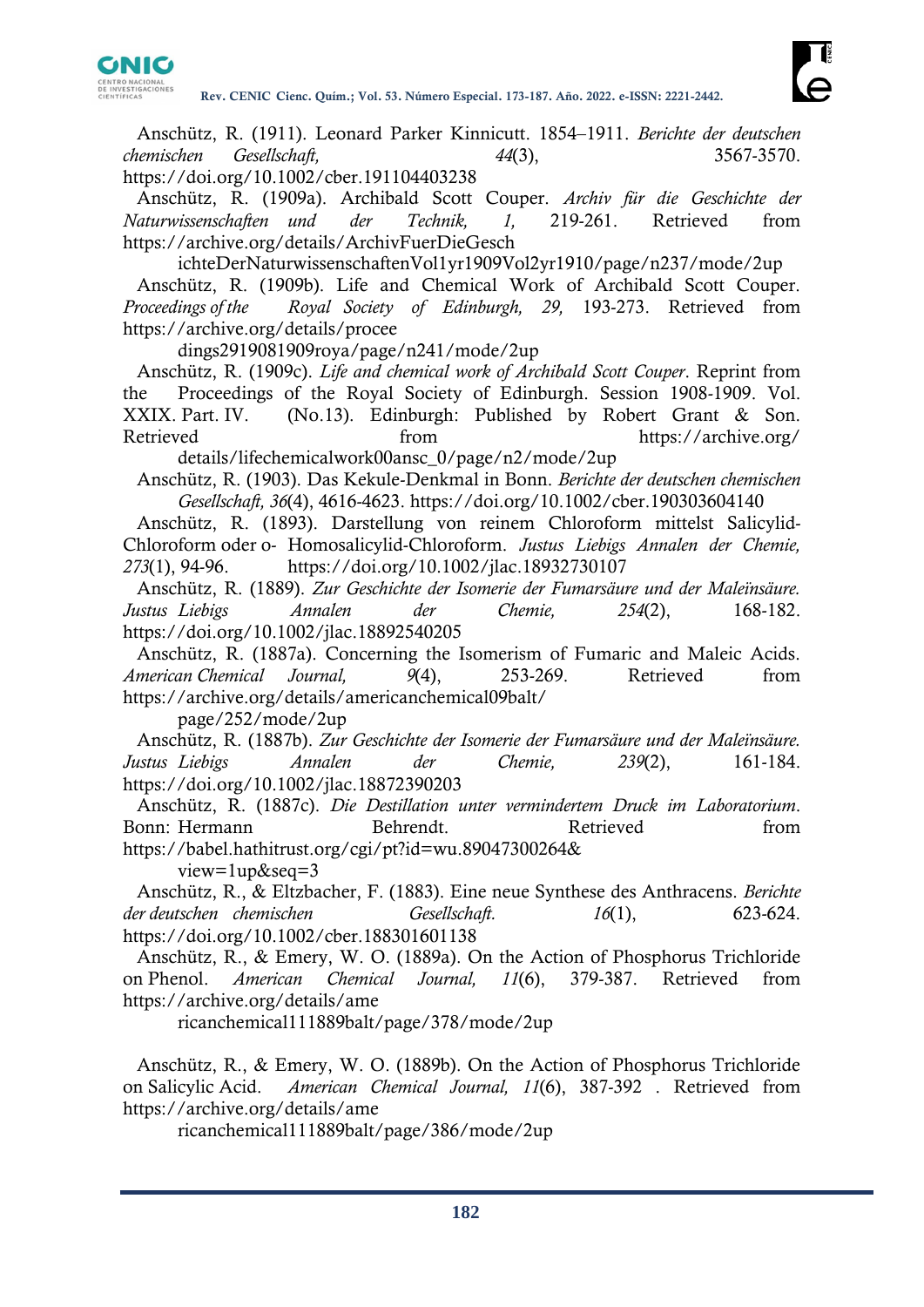Anschütz, R. (1911). Leonard Parker Kinnicutt. 1854–1911. *Berichte der deutschen chemischen Gesellschaft, 44*(3), 3567-3570. https://doi.org/10.1002/cber.191104403238

Anschütz, R. (1909a). Archibald Scott Couper. *Archiv für die Geschichte der Naturwissenschaften und der Technik, 1,* 219-261. Retrieved from https://archive.org/details/ArchivFuerDieGeschichteDerNaturwissenschaftenVol1yr1909Vol2yr1910/page/n237/mode/2up

Anschütz, R. (1909b). Life and Chemical Work of Archibald Scott Couper. *Proceedings of the Royal Society of Edinburgh, 29,* 193-273. Retrieved from https://archive.org/details/proceedings2919081909roya/page/n241/mode/2up

Anschütz, R. (1909c). *Life and chemical work of Archibald Scott Couper*. Reprint from the Proceedings of the Royal Society of Edinburgh. Session 1908-1909. Vol. XXIX. Part. IV. (No.13). Edinburgh: Published by Robert Grant & Son. Retrieved from https://archive.org/details/lifechemicalwork00ansc_0/page/n2/mode/2up

Anschütz, R. (1903). Das Kekule-Denkmal in Bonn. *Berichte der deutschen chemischen Gesellschaft, 36*(4), 4616-4623. https://doi.org/10.1002/cber.190303604140

Anschütz, R. (1893). Darstellung von reinem Chloroform mittelst Salicylid-Chloroform oder o- Homosalicylid-Chloroform. *Justus Liebigs Annalen der Chemie, 273*(1), 94-96. https://doi.org/10.1002/jlac.18932730107

Anschütz, R. (1889). *Zur Geschichte der Isomerie der Fumarsäure und der Maleïnsäure. Justus Liebigs Annalen der Chemie, 254*(2), 168-182. https://doi.org/10.1002/jlac.18892540205

Anschütz, R. (1887a). Concerning the Isomerism of Fumaric and Maleic Acids. *American Chemical Journal, 9*(4), 253-269. Retrieved from https://archive.org/details/americanchemical09balt/page/252/mode/2up

Anschütz, R. (1887b). *Zur Geschichte der Isomerie der Fumarsäure und der Maleïnsäure. Justus Liebigs Annalen der Chemie, 239*(2), 161-184. https://doi.org/10.1002/jlac.18872390203

Anschütz, R. (1887c). *Die Destillation unter vermindertem Druck im Laboratorium*. Bonn: Hermann Behrendt. Retrieved from https://babel.hathitrust.org/cgi/pt?id=wu.89047300264&view=1up&seq=3

Anschütz, R., & Eltzbacher, F. (1883). Eine neue Synthese des Anthracens. *Berichte der deutschen chemischen Gesellschaft. 16*(1), 623-624. https://doi.org/10.1002/cber.188301601138

Anschütz, R., & Emery, W. O. (1889a). On the Action of Phosphorus Trichloride on Phenol. *American Chemical Journal, 11*(6), 379-387. Retrieved from https://archive.org/details/americanchemical111889balt/page/378/mode/2up

Anschütz, R., & Emery, W. O. (1889b). On the Action of Phosphorus Trichloride on Salicylic Acid. *American Chemical Journal, 11*(6), 387-392 . Retrieved from https://archive.org/details/americanchemical111889balt/page/386/mode/2up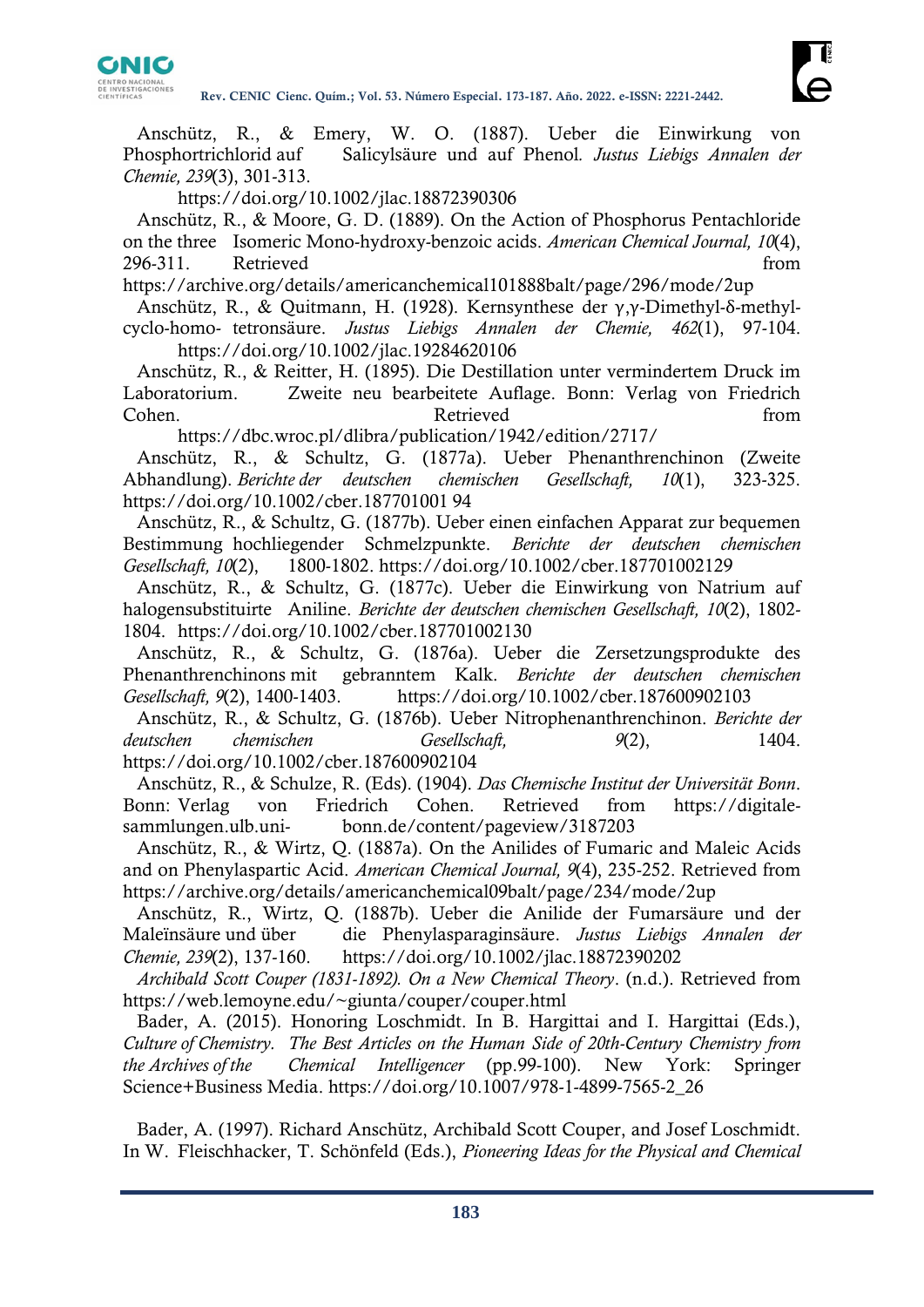Anschütz, R., & Emery, W. O. (1887). Ueber die Einwirkung von Phosphortrichlorid auf Salicylsäure und auf Phenol. *Justus Liebigs Annalen der Chemie, 239*(3), 301-313. https://doi.org/10.1002/jlac.18872390306

Anschütz, R., & Moore, G. D. (1889). On the Action of Phosphorus Pentachloride on the three Isomeric Mono-hydroxy-benzoic acids. *American Chemical Journal, 10*(4), 296-311. Retrieved from https://archive.org/details/americanchemical101888balt/page/296/mode/2up

Anschütz, R., & Quitmann, H. (1928). Kernsynthese der γ,γ-Dimethyl-δ-methyl-cyclo-homo- tetronsäure. *Justus Liebigs Annalen der Chemie, 462*(1), 97-104. https://doi.org/10.1002/jlac.19284620106

Anschütz, R., & Reitter, H. (1895). Die Destillation unter vermindertem Druck im Laboratorium. Zweite neu bearbeitete Auflage. Bonn: Verlag von Friedrich Cohen. Retrieved from https://dbc.wroc.pl/dlibra/publication/1942/edition/2717/

Anschütz, R., & Schultz, G. (1877a). Ueber Phenanthrenchinon (Zweite Abhandlung). *Berichte der deutschen chemischen Gesellschaft, 10*(1), 323-325. https://doi.org/10.1002/cber.187701001 94

Anschütz, R., & Schultz, G. (1877b). Ueber einen einfachen Apparat zur bequemen Bestimmung hochliegender Schmelzpunkte. *Berichte der deutschen chemischen Gesellschaft, 10*(2), 1800-1802. https://doi.org/10.1002/cber.187701002129

Anschütz, R., & Schultz, G. (1877c). Ueber die Einwirkung von Natrium auf halogensubstituirte Aniline. *Berichte der deutschen chemischen Gesellschaft, 10*(2), 1802-1804. https://doi.org/10.1002/cber.187701002130

Anschütz, R., & Schultz, G. (1876a). Ueber die Zersetzungsprodukte des Phenanthrenchinons mit gebranntem Kalk. *Berichte der deutschen chemischen Gesellschaft, 9*(2), 1400-1403. https://doi.org/10.1002/cber.187600902103

Anschütz, R., & Schultz, G. (1876b). Ueber Nitrophenanthrenchinon. *Berichte der deutschen chemischen Gesellschaft, 9*(2), 1404. https://doi.org/10.1002/cber.187600902104

Anschütz, R., & Schulze, R. (Eds). (1904). *Das Chemische Institut der Universität Bonn*. Bonn: Verlag von Friedrich Cohen. Retrieved from https://digitale-sammlungen.ulb.uni- bonn.de/content/pageview/3187203

Anschütz, R., & Wirtz, Q. (1887a). On the Anilides of Fumaric and Maleic Acids and on Phenylaspartic Acid. *American Chemical Journal, 9*(4), 235-252. Retrieved from https://archive.org/details/americanchemical09balt/page/234/mode/2up

Anschütz, R., Wirtz, Q. (1887b). Ueber die Anilide der Fumarsäure und der Maleïnsäure und über die Phenylasparaginsäure. *Justus Liebigs Annalen der Chemie, 239*(2), 137-160. https://doi.org/10.1002/jlac.18872390202

*Archibald Scott Couper (1831-1892). On a New Chemical Theory*. (n.d.). Retrieved from https://web.lemoyne.edu/~giunta/couper/couper.html

Bader, A. (2015). Honoring Loschmidt. In B. Hargittai and I. Hargittai (Eds.), *Culture of Chemistry. The Best Articles on the Human Side of 20th-Century Chemistry from the Archives of the Chemical Intelligencer* (pp.99-100). New York: Springer Science+Business Media. https://doi.org/10.1007/978-1-4899-7565-2_26

Bader, A. (1997). Richard Anschütz, Archibald Scott Couper, and Josef Loschmidt. In W. Fleischhacker, T. Schönfeld (Eds.), *Pioneering Ideas for the Physical and Chemical*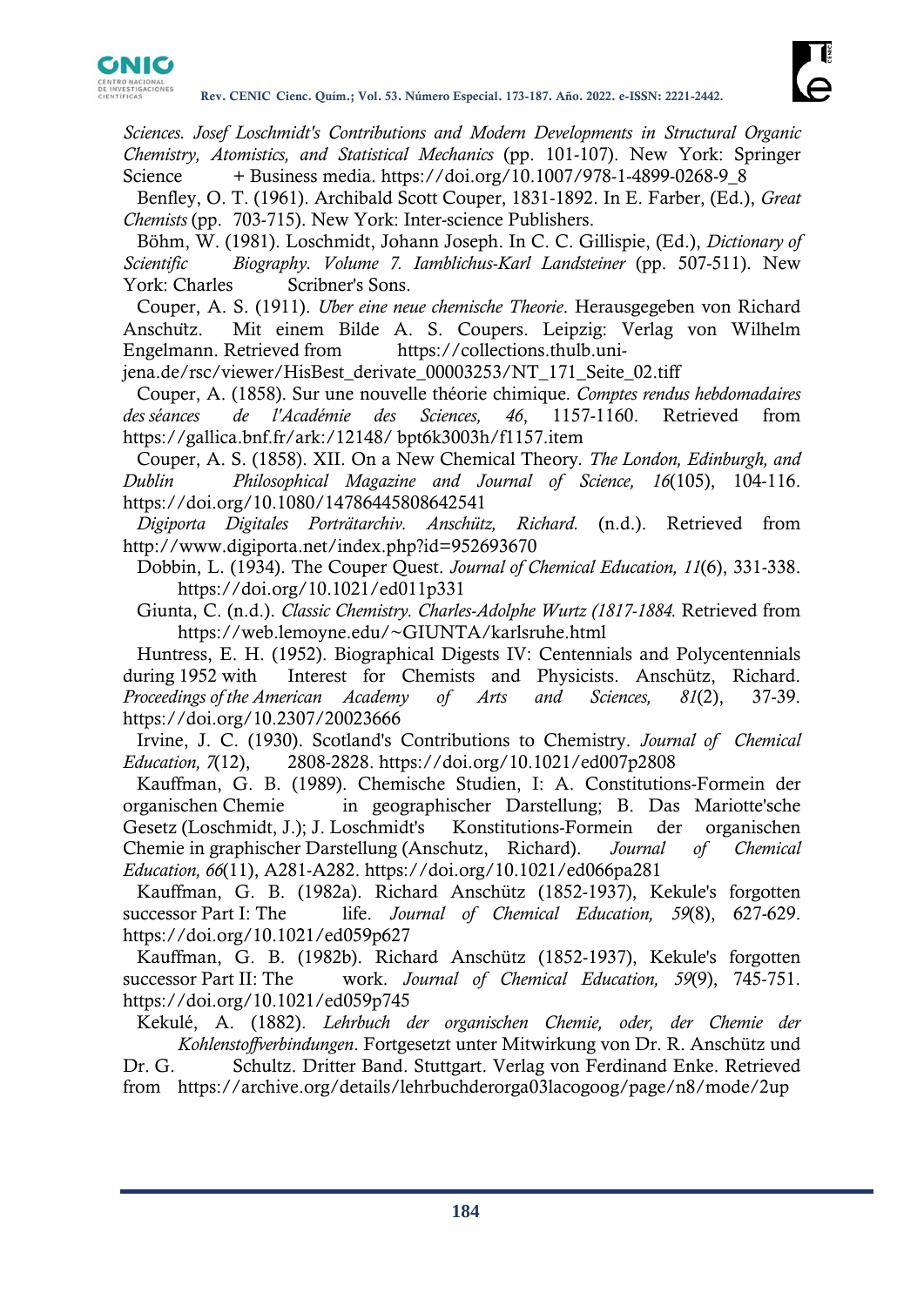*Sciences. Josef Loschmidt's Contributions and Modern Developments in Structural Organic Chemistry, Atomistics, and Statistical Mechanics* (pp. 101-107). New York: Springer Science + Business media. https://doi.org/10.1007/978-1-4899-0268-9_8

Benfley, O. T. (1961). Archibald Scott Couper, 1831-1892. In E. Farber, (Ed.), *Great Chemists* (pp. 703-715). New York: Inter-science Publishers.

Böhm, W. (1981). Loschmidt, Johann Joseph. In C. C. Gillispie, (Ed.), *Dictionary of Scientific Biography. Volume 7. Iamblichus-Karl Landsteiner* (pp. 507-511). New York: Charles Scribner's Sons.

Couper, A. S. (1911). *Uber eine neue chemische Theorie*. Herausgegeben von Richard Anschütz. Mit einem Bilde A. S. Coupers. Leipzig: Verlag von Wilhelm Engelmann. Retrieved from https://collections.thulb.uni-jena.de/rsc/viewer/HisBest_derivate_00003253/NT_171_Seite_02.tiff

Couper, A. (1858). Sur une nouvelle théorie chimique. *Comptes rendus hebdomadaires des séances de l'Académie des Sciences, 46*, 1157-1160. Retrieved from https://gallica.bnf.fr/ark:/12148/ bpt6k3003h/f1157.item

Couper, A. S. (1858). XII. On a New Chemical Theory. *The London, Edinburgh, and Dublin Philosophical Magazine and Journal of Science, 16*(105), 104-116. https://doi.org/10.1080/14786445808642541

*Digiporta Digitales Porträtarchiv. Anschütz, Richard.* (n.d.). Retrieved from http://www.digiporta.net/index.php?id=952693670

Dobbin, L. (1934). The Couper Quest. *Journal of Chemical Education, 11*(6), 331-338. https://doi.org/10.1021/ed011p331

Giunta, C. (n.d.). *Classic Chemistry. Charles-Adolphe Wurtz (1817-1884.* Retrieved from https://web.lemoyne.edu/~GIUNTA/karlsruhe.html

Huntress, E. H. (1952). Biographical Digests IV: Centennials and Polycentennials during 1952 with Interest for Chemists and Physicists. Anschütz, Richard. *Proceedings of the American Academy of Arts and Sciences, 81*(2), 37-39. https://doi.org/10.2307/20023666

Irvine, J. C. (1930). Scotland's Contributions to Chemistry. *Journal of Chemical Education, 7*(12), 2808-2828. https://doi.org/10.1021/ed007p2808

Kauffman, G. B. (1989). Chemische Studien, I: A. Constitutions-Formein der organischen Chemie in geographischer Darstellung; B. Das Mariotte'sche Gesetz (Loschmidt, J.); J. Loschmidt's Konstitutions-Formein der organischen Chemie in graphischer Darstellung (Anschutz, Richard). *Journal of Chemical Education, 66*(11), A281-A282. https://doi.org/10.1021/ed066pa281

Kauffman, G. B. (1982a). Richard Anschütz (1852-1937), Kekule's forgotten successor Part I: The life. *Journal of Chemical Education, 59*(8), 627-629. https://doi.org/10.1021/ed059p627

Kauffman, G. B. (1982b). Richard Anschütz (1852-1937), Kekule's forgotten successor Part II: The work. *Journal of Chemical Education, 59*(9), 745-751. https://doi.org/10.1021/ed059p745

Kekulé, A. (1882). *Lehrbuch der organischen Chemie, oder, der Chemie der Kohlenstoffverbindungen*. Fortgesetzt unter Mitwirkung von Dr. R. Anschütz und Dr. G. Schultz. Dritter Band. Stuttgart. Verlag von Ferdinand Enke. Retrieved from https://archive.org/details/lehrbuchderorga03lacogoog/page/n8/mode/2up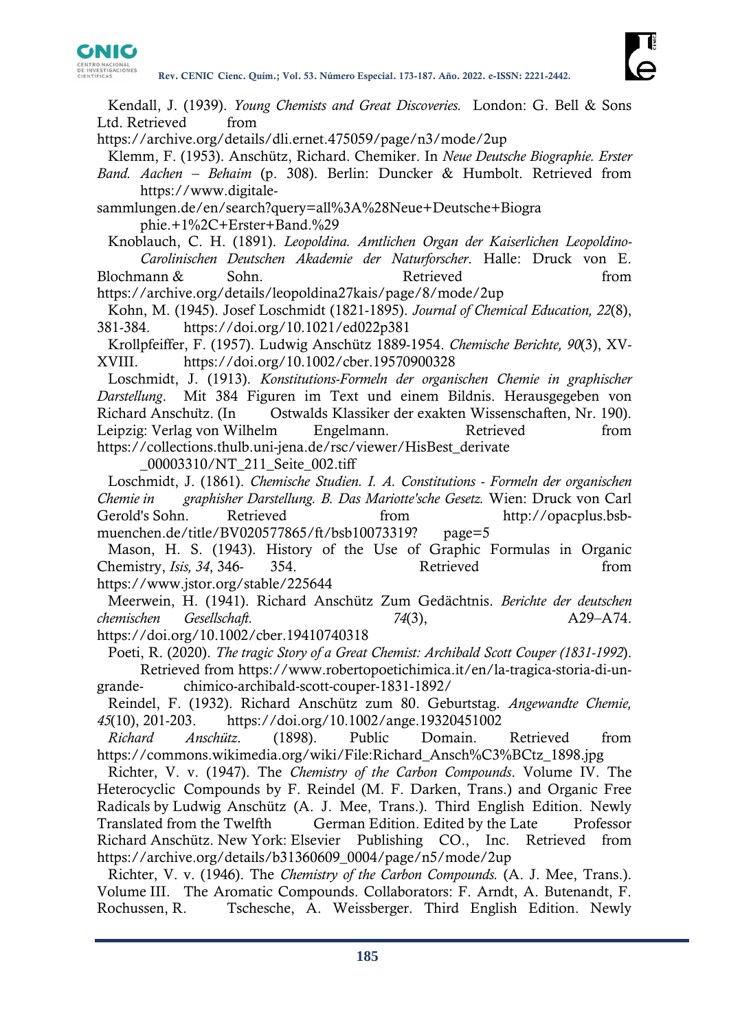Kendall, J. (1939). *Young Chemists and Great Discoveries.* London: G. Bell & Sons Ltd. Retrieved from https://archive.org/details/dli.ernet.475059/page/n3/mode/2up

Klemm, F. (1953). Anschütz, Richard. Chemiker. In *Neue Deutsche Biographie. Erster Band. Aachen – Behaim* (p. 308). Berlin: Duncker & Humbolt. Retrieved from https://www.digitale-sammlungen.de/en/search?query=all%3A%28Neue+Deutsche+Biographie.+1%2C+Erster+Band.%29

Knoblauch, C. H. (1891). *Leopoldina. Amtlichen Organ der Kaiserlichen Leopoldino-Carolinischen Deutschen Akademie der Naturforscher*. Halle: Druck von E. Blochmann & Sohn. Retrieved from https://archive.org/details/leopoldina27kais/page/8/mode/2up

Kohn, M. (1945). Josef Loschmidt (1821-1895). *Journal of Chemical Education, 22*(8), 381-384. https://doi.org/10.1021/ed022p381

Krollpfeiffer, F. (1957). Ludwig Anschütz 1889-1954. *Chemische Berichte, 90*(3), XV-XVIII. https://doi.org/10.1002/cber.19570900328

Loschmidt, J. (1913). *Konstitutions-Formeln der organischen Chemie in graphischer Darstellung*. Mit 384 Figuren im Text und einem Bildnis. Herausgegeben von Richard Anschütz. (In Ostwalds Klassiker der exakten Wissenschaften, Nr. 190). Leipzig: Verlag von Wilhelm Engelmann. Retrieved from https://collections.thulb.uni-jena.de/rsc/viewer/HisBest_derivate_00003310/NT_211_Seite_002.tiff

Loschmidt, J. (1861). *Chemische Studien. I. A. Constitutions - Formeln der organischen Chemie in graphischer Darstellung. B. Das Mariotte'sche Gesetz.* Wien: Druck von Carl Gerold's Sohn. Retrieved from http://opacplus.bsb-muenchen.de/title/BV020577865/ft/bsb10073319? page=5

Mason, H. S. (1943). History of the Use of Graphic Formulas in Organic Chemistry, *Isis, 34*, 346- 354. Retrieved from https://www.jstor.org/stable/225644

Meerwein, H. (1941). Richard Anschütz Zum Gedächtnis. *Berichte der deutschen chemischen Gesellschaft.* *74*(3), A29–A74. https://doi.org/10.1002/cber.19410740318

Poeti, R. (2020). *The tragic Story of a Great Chemist: Archibald Scott Couper (1831-1992*). Retrieved from https://www.robertopoetichimica.it/en/la-tragica-storia-di-un-grande- chimico-archibald-scott-couper-1831-1892/

Reindel, F. (1932). Richard Anschütz zum 80. Geburtstag. *Angewandte Chemie, 45*(10), 201-203. https://doi.org/10.1002/ange.19320451002

*Richard Anschütz*. (1898). Public Domain. Retrieved from https://commons.wikimedia.org/wiki/File:Richard_Ansch%C3%BCtz_1898.jpg

Richter, V. v. (1947). The *Chemistry of the Carbon Compounds*. Volume IV. The Heterocyclic Compounds by F. Reindel (M. F. Darken, Trans.) and Organic Free Radicals by Ludwig Anschütz (A. J. Mee, Trans.). Third English Edition. Newly Translated from the Twelfth German Edition. Edited by the Late Professor Richard Anschütz. New York: Elsevier Publishing CO., Inc. Retrieved from https://archive.org/details/b31360609_0004/page/n5/mode/2up

Richter, V. v. (1946). The *Chemistry of the Carbon Compounds.* (A. J. Mee, Trans.). Volume III. The Aromatic Compounds. Collaborators: F. Arndt, A. Butenandt, F. Rochussen, R. Tschesche, A. Weissberger. Third English Edition. Newly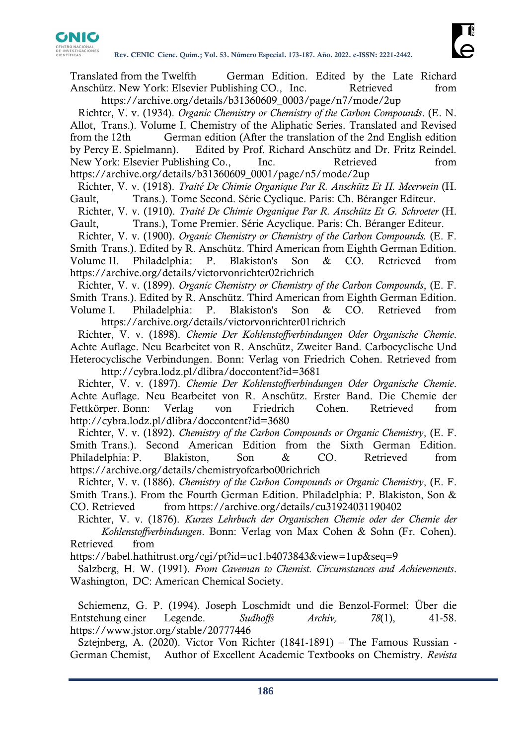Translated from the Twelfth German Edition. Edited by the Late Richard Anschütz. New York: Elsevier Publishing CO., Inc. Retrieved from https://archive.org/details/b31360609_0003/page/n7/mode/2up

Richter, V. v. (1934). *Organic Chemistry or Chemistry of the Carbon Compounds*. (E. N. Allot, Trans.). Volume I. Chemistry of the Aliphatic Series. Translated and Revised from the 12th German edition (After the translation of the 2nd English edition by Percy E. Spielmann). Edited by Prof. Richard Anschütz and Dr. Fritz Reindel. New York: Elsevier Publishing Co., Inc. Retrieved from https://archive.org/details/b31360609_0001/page/n5/mode/2up

Richter, V. v. (1918). *Traité De Chimie Organique Par R. Anschütz Et H. Meerwein* (H. Gault, Trans.). Tome Second. Série Cyclique. Paris: Ch. Béranger Editeur.

Richter, V. v. (1910). *Traité De Chimie Organique Par R. Anschütz Et G. Schroeter* (H. Gault, Trans.), Tome Premier. Série Acyclique. Paris: Ch. Béranger Editeur.

Richter, V. v. (1900). *Organic Chemistry or Chemistry of the Carbon Compounds.* (E. F. Smith Trans.). Edited by R. Anschütz. Third American from Eighth German Edition. Volume II. Philadelphia: P. Blakiston's Son & CO. Retrieved from https://archive.org/details/victorvonrichter02richrich

Richter, V. v. (1899). *Organic Chemistry or Chemistry of the Carbon Compounds*, (E. F. Smith Trans.). Edited by R. Anschütz. Third American from Eighth German Edition. Volume I. Philadelphia: P. Blakiston's Son & CO. Retrieved from https://archive.org/details/victorvonrichter01richrich

Richter, V. v. (1898). *Chemie Der Kohlenstoffverbindungen Oder Organische Chemie*. Achte Auflage. Neu Bearbeitet von R. Anschütz, Zweiter Band. Carbocyclische Und Heterocyclische Verbindungen. Bonn: Verlag von Friedrich Cohen. Retrieved from http://cybra.lodz.pl/dlibra/doccontent?id=3681

Richter, V. v. (1897). *Chemie Der Kohlenstoffverbindungen Oder Organische Chemie*. Achte Auflage. Neu Bearbeitet von R. Anschütz. Erster Band. Die Chemie der Fettkörper. Bonn: Verlag von Friedrich Cohen. Retrieved from http://cybra.lodz.pl/dlibra/doccontent?id=3680

Richter, V. v. (1892). *Chemistry of the Carbon Compounds or Organic Chemistry*, (E. F. Smith Trans.). Second American Edition from the Sixth German Edition. Philadelphia: P. Blakiston, Son & CO. Retrieved from https://archive.org/details/chemistryofcarbo00richrich

Richter, V. v. (1886). *Chemistry of the Carbon Compounds or Organic Chemistry*, (E. F. Smith Trans.). From the Fourth German Edition. Philadelphia: P. Blakiston, Son & CO. Retrieved from https://archive.org/details/cu31924031190402

Richter, V. v. (1876). *Kurzes Lehrbuch der Organischen Chemie oder der Chemie der Kohlenstoffverbindungen*. Bonn: Verlag von Max Cohen & Sohn (Fr. Cohen). Retrieved from https://babel.hathitrust.org/cgi/pt?id=uc1.b4073843&view=1up&seq=9

Salzberg, H. W. (1991). *From Caveman to Chemist. Circumstances and Achievements*. Washington, DC: American Chemical Society.

Schiemenz, G. P. (1994). Joseph Loschmidt und die Benzol-Formel: Über die Entstehung einer Legende. *Sudhoffs Archiv, 78*(1), 41-58. https://www.jstor.org/stable/20777446

Sztejnberg, A. (2020). Victor Von Richter (1841-1891) – The Famous Russian - German Chemist, Author of Excellent Academic Textbooks on Chemistry. *Revista*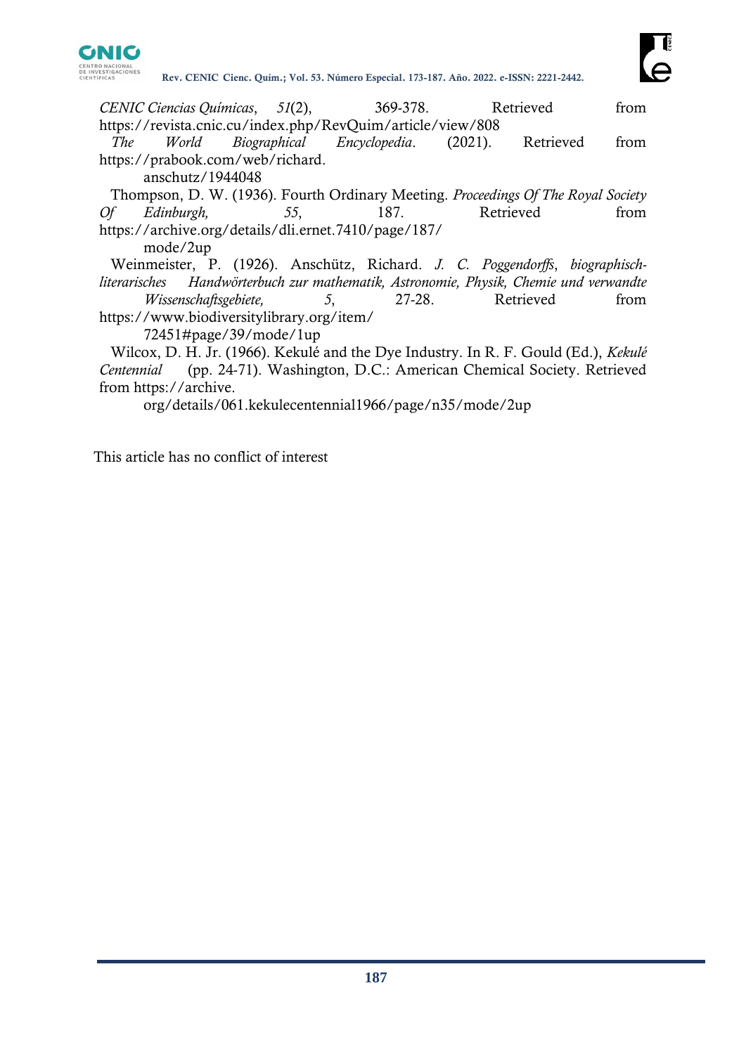*CENIC Ciencias Químicas*, *51*(2), 369-378. Retrieved from https://revista.cnic.cu/index.php/RevQuim/article/view/808

*The World Biographical Encyclopedia*. (2021). Retrieved from https://prabook.com/web/richard.anschutz/1944048

Thompson, D. W. (1936). Fourth Ordinary Meeting. *Proceedings Of The Royal Society Of Edinburgh, 55*, 187. Retrieved from https://archive.org/details/dli.ernet.7410/page/187/mode/2up

Weinmeister, P. (1926). Anschütz, Richard. *J. C. Poggendorffs*, *biographisch-literarisches Handwörterbuch zur mathematik, Astronomie, Physik, Chemie und verwandte Wissenschaftsgebiete, 5*, 27-28. Retrieved from https://www.biodiversitylibrary.org/item/72451#page/39/mode/1up

Wilcox, D. H. Jr. (1966). Kekulé and the Dye Industry. In R. F. Gould (Ed.), *Kekulé Centennial* (pp. 24-71). Washington, D.C.: American Chemical Society. Retrieved from https://archive.org/details/061.kekulecentennial1966/page/n35/mode/2up

This article has no conflict of interest